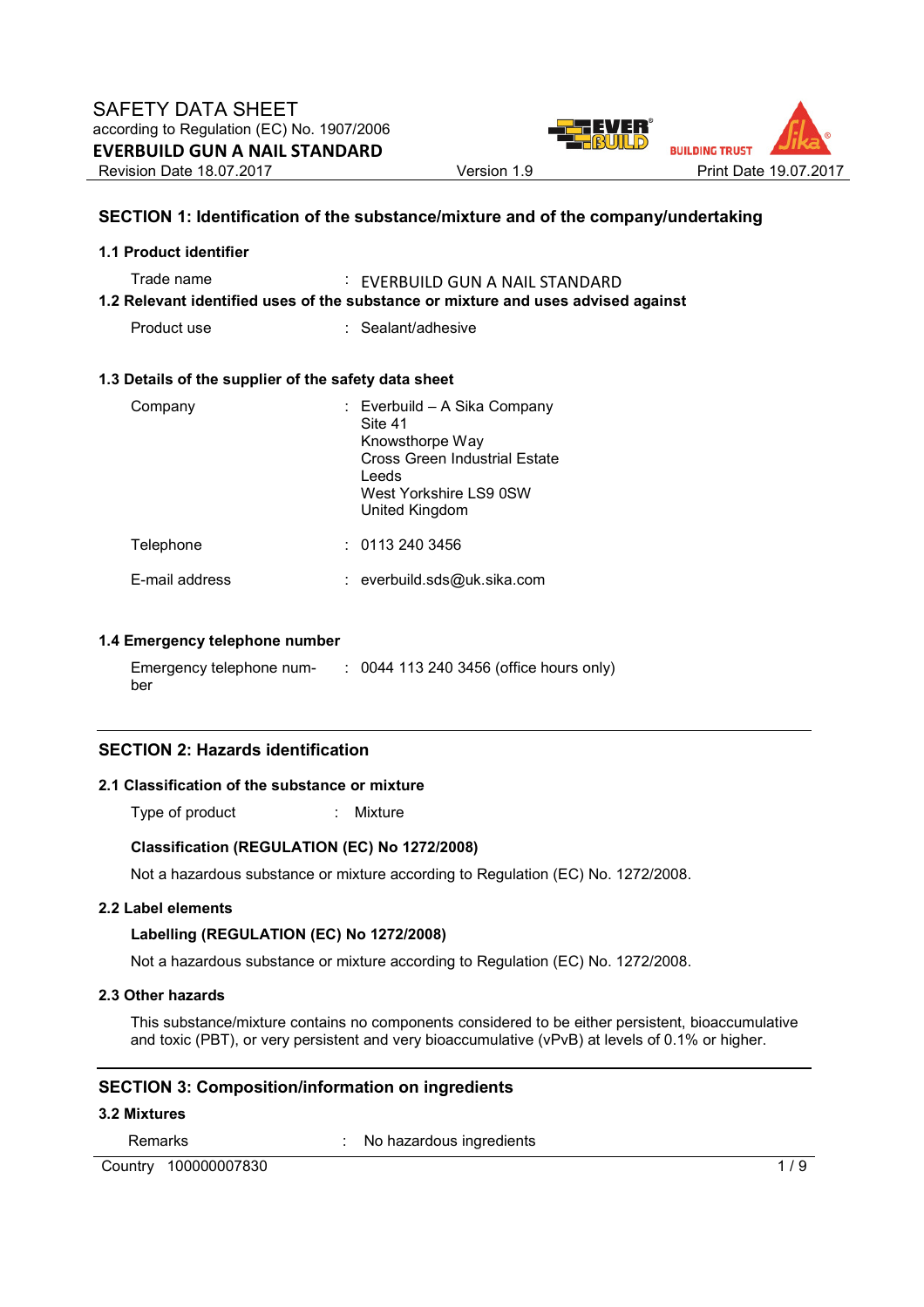# SAFETY DATA SHEET

according to Regulation (EC) No. 1907/2006

**EVERBUILD GUN A NAIL STANDARD**

Revision Date 18.07.2017 | Version 1.9 | Print Date 19.07.2017

## SECTION 1: Identification of the substance/mixture and of the company/undertaking

### 1.1 Product identifier

Trade name : EVERBUILD GUN A NAIL STANDARD

### 1.2 Relevant identified uses of the substance or mixture and uses advised against

Product use : Sealant/adhesive

### 1.3 Details of the supplier of the safety data sheet

Company : Everbuild – A Sika Company
Site 41
Knowsthorpe Way
Cross Green Industrial Estate
Leeds
West Yorkshire LS9 0SW
United Kingdom

Telephone : 0113 240 3456

E-mail address : everbuild.sds@uk.sika.com

### 1.4 Emergency telephone number

Emergency telephone number : 0044 113 240 3456 (office hours only)

## SECTION 2: Hazards identification

### 2.1 Classification of the substance or mixture

Type of product : Mixture

**Classification (REGULATION (EC) No 1272/2008)**

Not a hazardous substance or mixture according to Regulation (EC) No. 1272/2008.

### 2.2 Label elements

**Labelling (REGULATION (EC) No 1272/2008)**

Not a hazardous substance or mixture according to Regulation (EC) No. 1272/2008.

### 2.3 Other hazards

This substance/mixture contains no components considered to be either persistent, bioaccumulative and toxic (PBT), or very persistent and very bioaccumulative (vPvB) at levels of 0.1% or higher.

## SECTION 3: Composition/information on ingredients

### 3.2 Mixtures

Remarks : No hazardous ingredients

Country 100000007830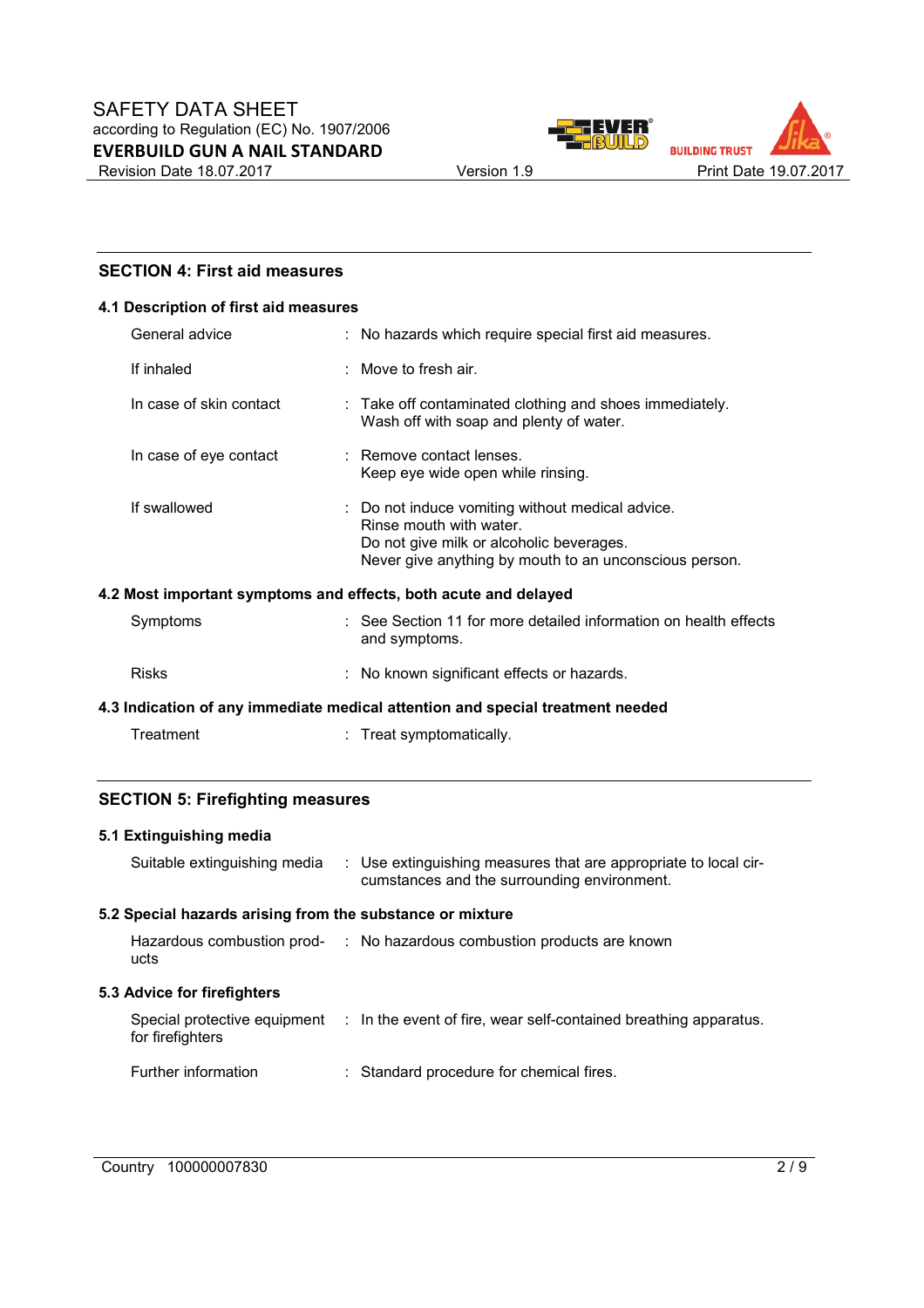## SECTION 4: First aid measures

### 4.1 Description of first aid measures

| | | |
|---|---|---|
| General advice | : | No hazards which require special first aid measures. |
| If inhaled | : | Move to fresh air. |
| In case of skin contact | : | Take off contaminated clothing and shoes immediately.<br>Wash off with soap and plenty of water. |
| In case of eye contact | : | Remove contact lenses.<br>Keep eye wide open while rinsing. |
| If swallowed | : | Do not induce vomiting without medical advice.<br>Rinse mouth with water.<br>Do not give milk or alcoholic beverages.<br>Never give anything by mouth to an unconscious person. |

### 4.2 Most important symptoms and effects, both acute and delayed

| | | |
|---|---|---|
| Symptoms | : | See Section 11 for more detailed information on health effects and symptoms. |
| Risks | : | No known significant effects or hazards. |

### 4.3 Indication of any immediate medical attention and special treatment needed

| | | |
|---|---|---|
| Treatment | : | Treat symptomatically. |

## SECTION 5: Firefighting measures

### 5.1 Extinguishing media

| | | |
|---|---|---|
| Suitable extinguishing media | : | Use extinguishing measures that are appropriate to local circumstances and the surrounding environment. |

### 5.2 Special hazards arising from the substance or mixture

| | | |
|---|---|---|
| Hazardous combustion products | : | No hazardous combustion products are known |

### 5.3 Advice for firefighters

| | | |
|---|---|---|
| Special protective equipment for firefighters | : | In the event of fire, wear self-contained breathing apparatus. |
| Further information | : | Standard procedure for chemical fires. |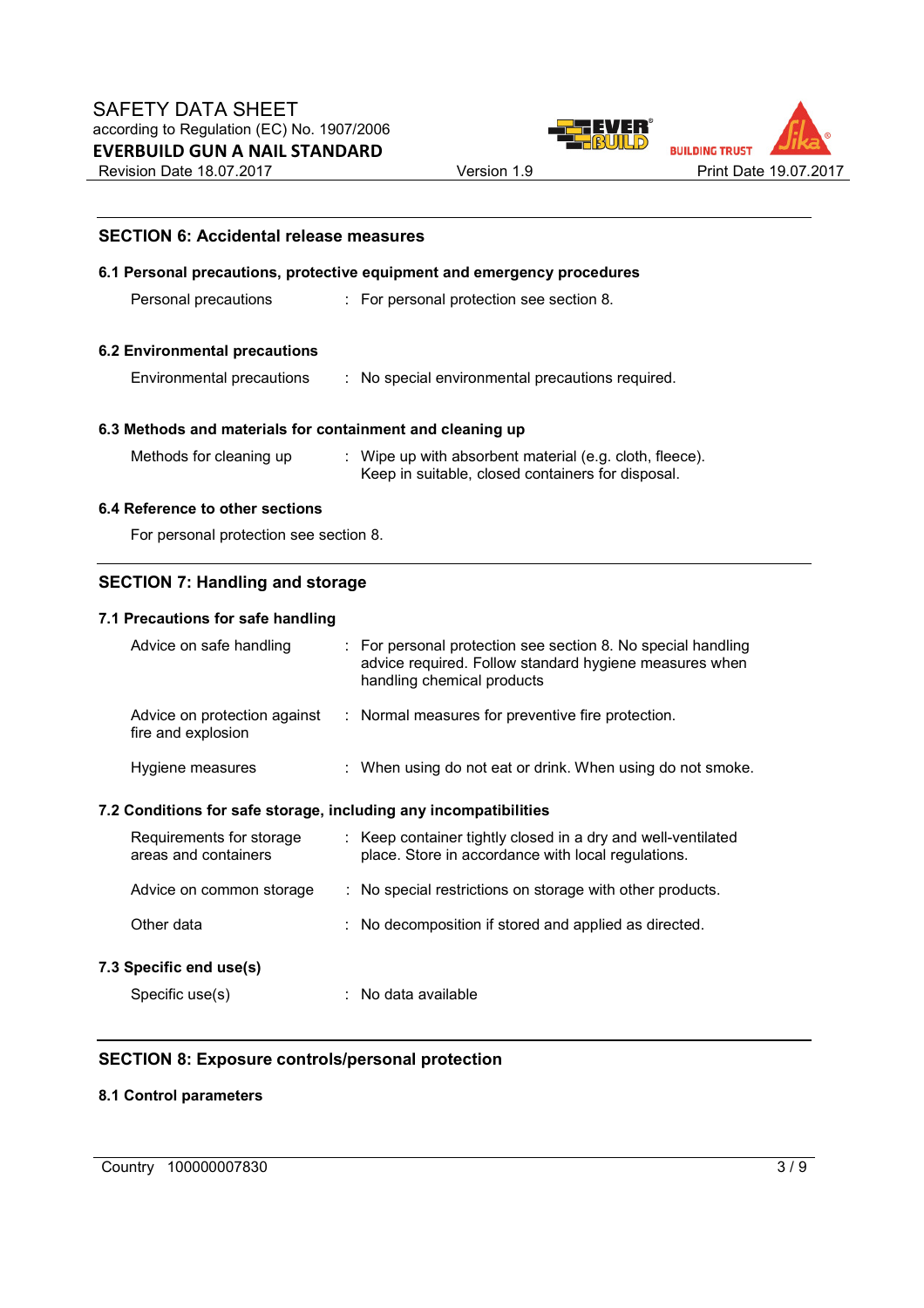## SECTION 6: Accidental release measures

### 6.1 Personal precautions, protective equipment and emergency procedures

| | |
|---|---|
| Personal precautions | : For personal protection see section 8. |

### 6.2 Environmental precautions

| | |
|---|---|
| Environmental precautions | : No special environmental precautions required. |

### 6.3 Methods and materials for containment and cleaning up

| | |
|---|---|
| Methods for cleaning up | : Wipe up with absorbent material (e.g. cloth, fleece). Keep in suitable, closed containers for disposal. |

### 6.4 Reference to other sections

For personal protection see section 8.

## SECTION 7: Handling and storage

### 7.1 Precautions for safe handling

| | |
|---|---|
| Advice on safe handling | : For personal protection see section 8. No special handling advice required. Follow standard hygiene measures when handling chemical products |
| Advice on protection against fire and explosion | : Normal measures for preventive fire protection. |
| Hygiene measures | : When using do not eat or drink. When using do not smoke. |

### 7.2 Conditions for safe storage, including any incompatibilities

| | |
|---|---|
| Requirements for storage areas and containers | : Keep container tightly closed in a dry and well-ventilated place. Store in accordance with local regulations. |
| Advice on common storage | : No special restrictions on storage with other products. |
| Other data | : No decomposition if stored and applied as directed. |

### 7.3 Specific end use(s)

| | |
|---|---|
| Specific use(s) | : No data available |

## SECTION 8: Exposure controls/personal protection

### 8.1 Control parameters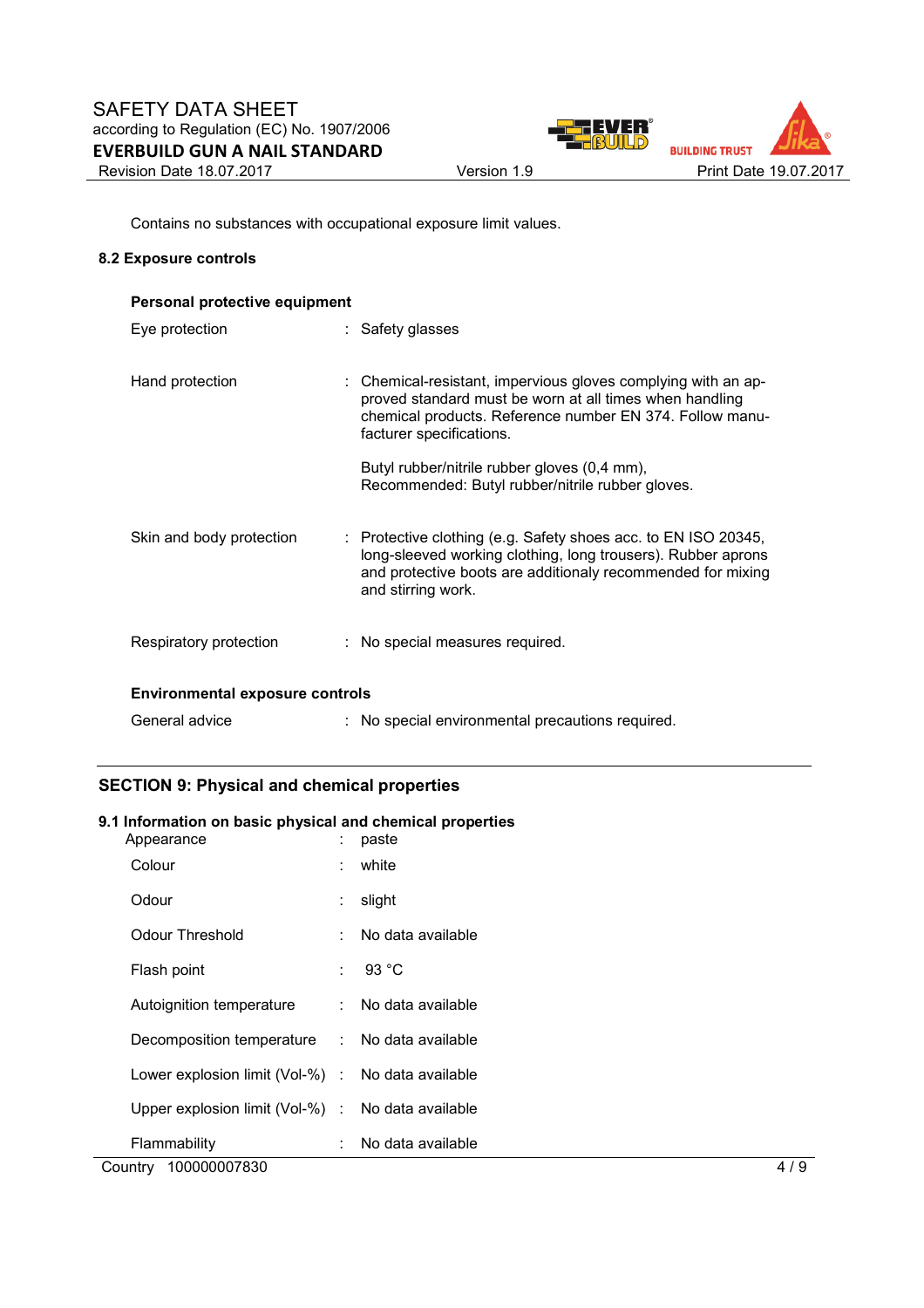Contains no substances with occupational exposure limit values.

### 8.2 Exposure controls

**Personal protective equipment**

| | |
|---|---|
| Eye protection | : Safety glasses |
| Hand protection | : Chemical-resistant, impervious gloves complying with an approved standard must be worn at all times when handling chemical products. Reference number EN 374. Follow manufacturer specifications.<br><br>Butyl rubber/nitrile rubber gloves (0,4 mm), Recommended: Butyl rubber/nitrile rubber gloves. |
| Skin and body protection | : Protective clothing (e.g. Safety shoes acc. to EN ISO 20345, long-sleeved working clothing, long trousers). Rubber aprons and protective boots are additionaly recommended for mixing and stirring work. |
| Respiratory protection | : No special measures required. |

**Environmental exposure controls**

| | |
|---|---|
| General advice | : No special environmental precautions required. |

## SECTION 9: Physical and chemical properties

### 9.1 Information on basic physical and chemical properties

| | |
|---|---|
| Appearance | : paste |
| Colour | : white |
| Odour | : slight |
| Odour Threshold | : No data available |
| Flash point | : 93 °C |
| Autoignition temperature | : No data available |
| Decomposition temperature | : No data available |
| Lower explosion limit (Vol-%) | : No data available |
| Upper explosion limit (Vol-%) | : No data available |
| Flammability | : No data available |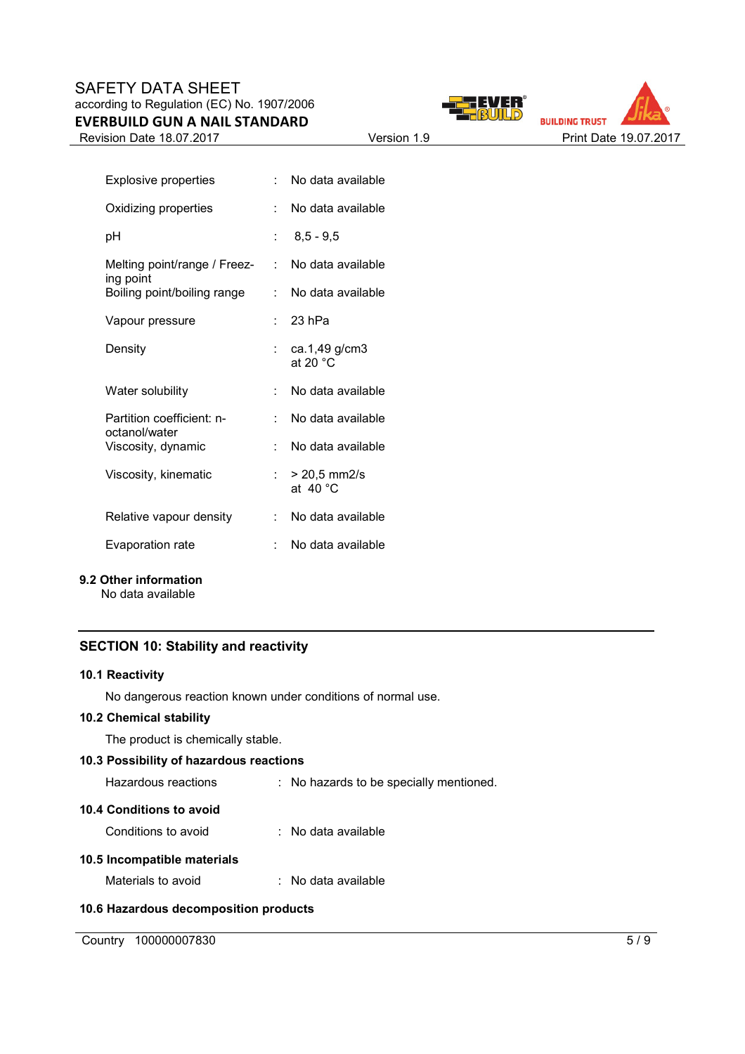| | | |
|---|---|---|
| Explosive properties | : | No data available |
| Oxidizing properties | : | No data available |
| pH | : | 8,5 - 9,5 |
| Melting point/range / Freezing point | : | No data available |
| Boiling point/boiling range | : | No data available |
| Vapour pressure | : | 23 hPa |
| Density | : | ca.1,49 g/cm3<br>at 20 °C |
| Water solubility | : | No data available |
| Partition coefficient: n-octanol/water | : | No data available |
| Viscosity, dynamic | : | No data available |
| Viscosity, kinematic | : | > 20,5 mm2/s<br>at 40 °C |
| Relative vapour density | : | No data available |
| Evaporation rate | : | No data available |

**9.2 Other information**

No data available

## SECTION 10: Stability and reactivity

**10.1 Reactivity**

No dangerous reaction known under conditions of normal use.

**10.2 Chemical stability**

The product is chemically stable.

**10.3 Possibility of hazardous reactions**

Hazardous reactions : No hazards to be specially mentioned.

**10.4 Conditions to avoid**

Conditions to avoid : No data available

**10.5 Incompatible materials**

Materials to avoid : No data available

**10.6 Hazardous decomposition products**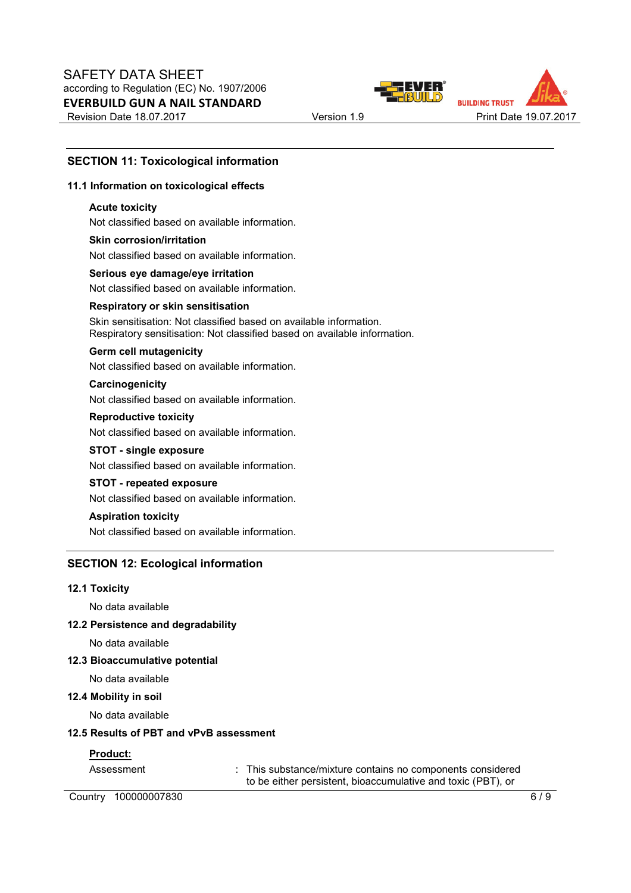## SECTION 11: Toxicological information

### 11.1 Information on toxicological effects

**Acute toxicity**

Not classified based on available information.

**Skin corrosion/irritation**

Not classified based on available information.

**Serious eye damage/eye irritation**

Not classified based on available information.

**Respiratory or skin sensitisation**

Skin sensitisation: Not classified based on available information.
Respiratory sensitisation: Not classified based on available information.

**Germ cell mutagenicity**

Not classified based on available information.

**Carcinogenicity**

Not classified based on available information.

**Reproductive toxicity**

Not classified based on available information.

**STOT - single exposure**

Not classified based on available information.

**STOT - repeated exposure**

Not classified based on available information.

**Aspiration toxicity**

Not classified based on available information.

## SECTION 12: Ecological information

### 12.1 Toxicity

No data available

### 12.2 Persistence and degradability

No data available

### 12.3 Bioaccumulative potential

No data available

### 12.4 Mobility in soil

No data available

### 12.5 Results of PBT and vPvB assessment

**Product:**

Assessment : This substance/mixture contains no components considered to be either persistent, bioaccumulative and toxic (PBT), or

Country 100000007830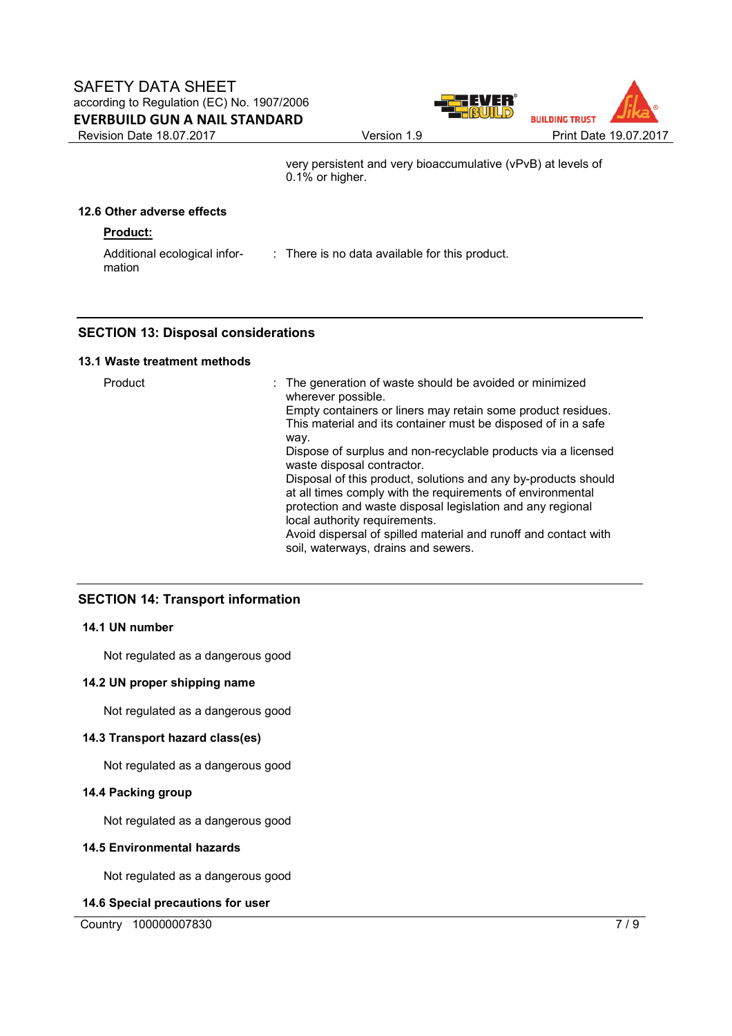very persistent and very bioaccumulative (vPvB) at levels of 0.1% or higher.

### 12.6 Other adverse effects

**Product:**

Additional ecological information : There is no data available for this product.

## SECTION 13: Disposal considerations

### 13.1 Waste treatment methods

Product : The generation of waste should be avoided or minimized wherever possible.
Empty containers or liners may retain some product residues.
This material and its container must be disposed of in a safe way.
Dispose of surplus and non-recyclable products via a licensed waste disposal contractor.
Disposal of this product, solutions and any by-products should at all times comply with the requirements of environmental protection and waste disposal legislation and any regional local authority requirements.
Avoid dispersal of spilled material and runoff and contact with soil, waterways, drains and sewers.

## SECTION 14: Transport information

### 14.1 UN number

Not regulated as a dangerous good

### 14.2 UN proper shipping name

Not regulated as a dangerous good

### 14.3 Transport hazard class(es)

Not regulated as a dangerous good

### 14.4 Packing group

Not regulated as a dangerous good

### 14.5 Environmental hazards

Not regulated as a dangerous good

### 14.6 Special precautions for user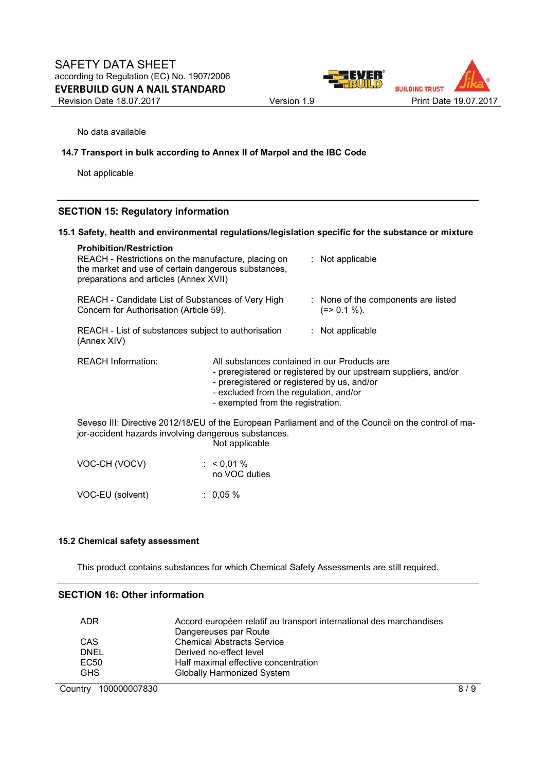No data available

**14.7 Transport in bulk according to Annex II of Marpol and the IBC Code**

Not applicable

## SECTION 15: Regulatory information

**15.1 Safety, health and environmental regulations/legislation specific for the substance or mixture**

**Prohibition/Restriction**

| | |
|---|---|
| REACH - Restrictions on the manufacture, placing on the market and use of certain dangerous substances, preparations and articles (Annex XVII) | : Not applicable |
| REACH - Candidate List of Substances of Very High Concern for Authorisation (Article 59). | : None of the components are listed (=> 0.1 %). |
| REACH - List of substances subject to authorisation (Annex XIV) | : Not applicable |

REACH Information: All substances contained in our Products are
- preregistered or registered by our upstream suppliers, and/or
- preregistered or registered by us, and/or
- excluded from the regulation, and/or
- exempted from the registration.

Seveso III: Directive 2012/18/EU of the European Parliament and of the Council on the control of major-accident hazards involving dangerous substances.
Not applicable

| | |
|---|---|
| VOC-CH (VOCV) | : < 0,01 %<br>no VOC duties |
| VOC-EU (solvent) | : 0,05 % |

**15.2 Chemical safety assessment**

This product contains substances for which Chemical Safety Assessments are still required.

## SECTION 16: Other information

| | |
|---|---|
| ADR | Accord européen relatif au transport international des marchandises Dangereuses par Route |
| CAS | Chemical Abstracts Service |
| DNEL | Derived no-effect level |
| EC50 | Half maximal effective concentration |
| GHS | Globally Harmonized System |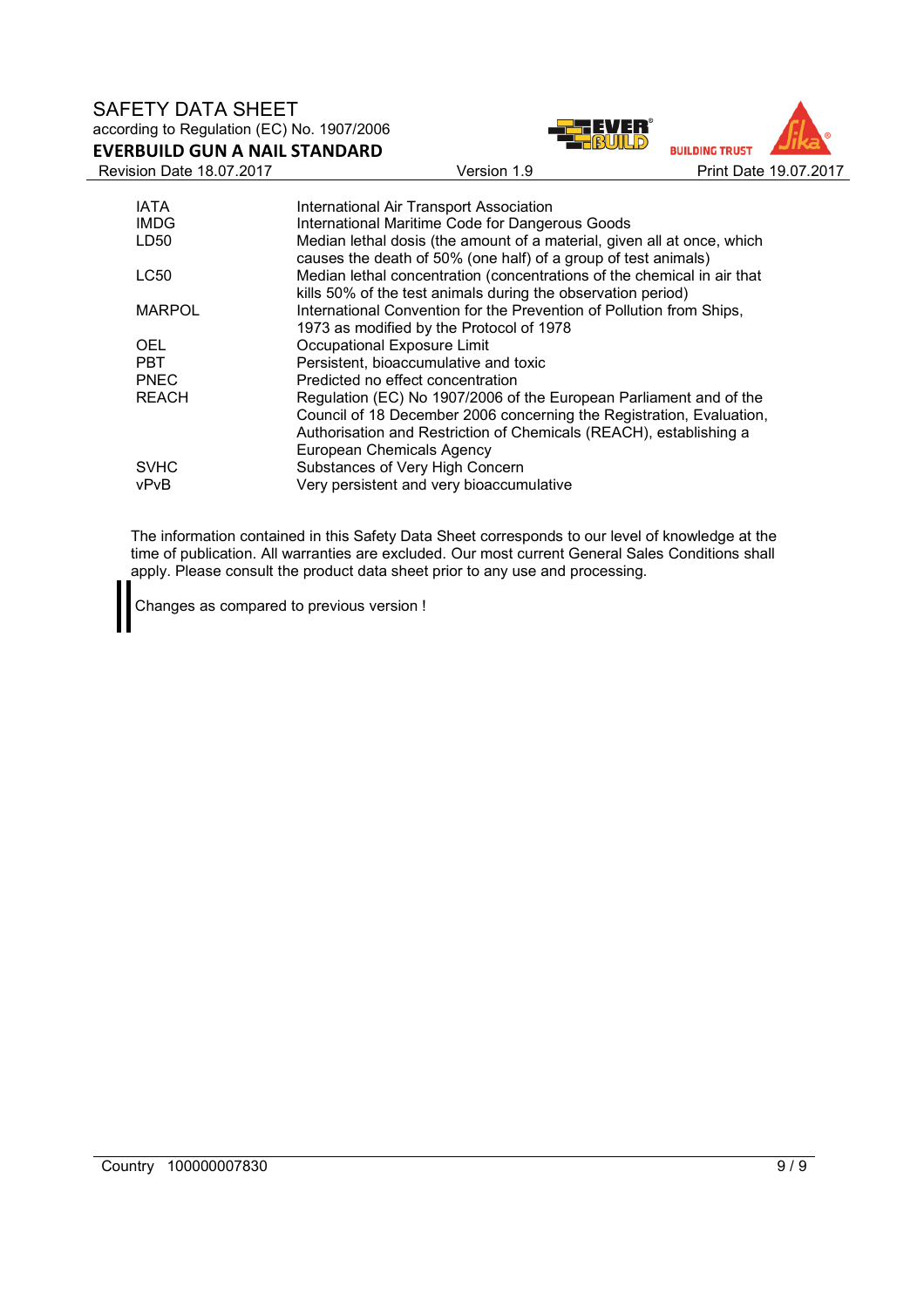| | |
|---|---|
| IATA | International Air Transport Association |
| IMDG | International Maritime Code for Dangerous Goods |
| LD50 | Median lethal dosis (the amount of a material, given all at once, which causes the death of 50% (one half) of a group of test animals) |
| LC50 | Median lethal concentration (concentrations of the chemical in air that kills 50% of the test animals during the observation period) |
| MARPOL | International Convention for the Prevention of Pollution from Ships, 1973 as modified by the Protocol of 1978 |
| OEL | Occupational Exposure Limit |
| PBT | Persistent, bioaccumulative and toxic |
| PNEC | Predicted no effect concentration |
| REACH | Regulation (EC) No 1907/2006 of the European Parliament and of the Council of 18 December 2006 concerning the Registration, Evaluation, Authorisation and Restriction of Chemicals (REACH), establishing a European Chemicals Agency |
| SVHC | Substances of Very High Concern |
| vPvB | Very persistent and very bioaccumulative |

The information contained in this Safety Data Sheet corresponds to our level of knowledge at the time of publication. All warranties are excluded. Our most current General Sales Conditions shall apply. Please consult the product data sheet prior to any use and processing.

Changes as compared to previous version !